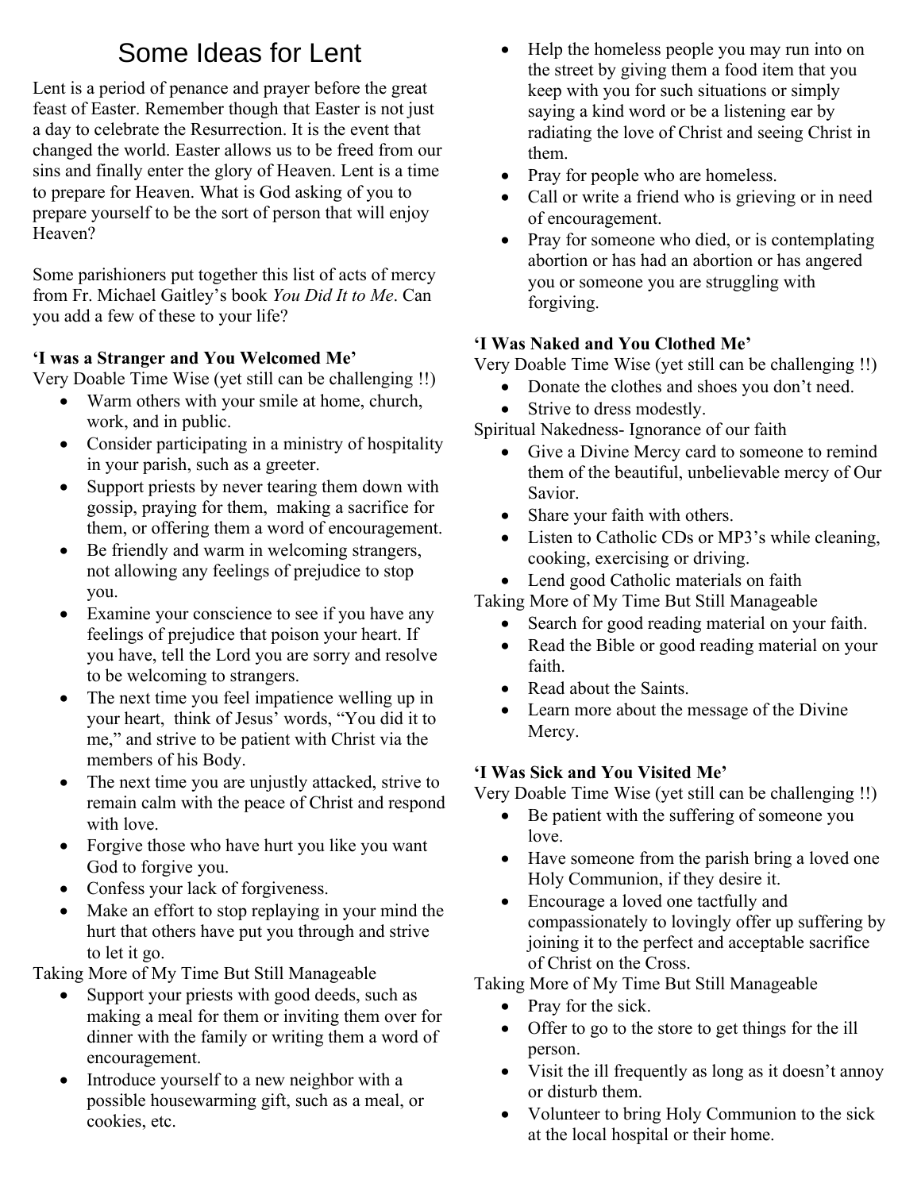# Some Ideas for Lent

Lent is a period of penance and prayer before the great feast of Easter. Remember though that Easter is not just a day to celebrate the Resurrection. It is the event that changed the world. Easter allows us to be freed from our sins and finally enter the glory of Heaven. Lent is a time to prepare for Heaven. What is God asking of you to prepare yourself to be the sort of person that will enjoy Heaven?

Some parishioners put together this list of acts of mercy from Fr. Michael Gaitley's book *You Did It to Me*. Can you add a few of these to your life?

**'I was a Stranger and You Welcomed Me'**

Very Doable Time Wise (yet still can be challenging !!)

- Warm others with your smile at home, church, work, and in public.
- Consider participating in a ministry of hospitality in your parish, such as a greeter.
- Support priests by never tearing them down with gossip, praying for them, making a sacrifice for them, or offering them a word of encouragement.
- Be friendly and warm in welcoming strangers, not allowing any feelings of prejudice to stop you.
- Examine your conscience to see if you have any feelings of prejudice that poison your heart. If you have, tell the Lord you are sorry and resolve to be welcoming to strangers.
- The next time you feel impatience welling up in your heart, think of Jesus' words, "You did it to me," and strive to be patient with Christ via the members of his Body.
- The next time you are unjustly attacked, strive to remain calm with the peace of Christ and respond with love.
- Forgive those who have hurt you like you want God to forgive you.
- Confess your lack of forgiveness.
- Make an effort to stop replaying in your mind the hurt that others have put you through and strive to let it go.

Taking More of My Time But Still Manageable

- Support your priests with good deeds, such as making a meal for them or inviting them over for dinner with the family or writing them a word of encouragement.
- Introduce yourself to a new neighbor with a possible housewarming gift, such as a meal, or cookies, etc.
- Help the homeless people you may run into on the street by giving them a food item that you keep with you for such situations or simply saying a kind word or be a listening ear by radiating the love of Christ and seeing Christ in them.
- Pray for people who are homeless.
- Call or write a friend who is grieving or in need of encouragement.
- Pray for someone who died, or is contemplating abortion or has had an abortion or has angered you or someone you are struggling with forgiving.

**'I Was Naked and You Clothed Me'**

Very Doable Time Wise (yet still can be challenging !!)

- Donate the clothes and shoes you don't need.
- Strive to dress modestly.

Spiritual Nakedness- Ignorance of our faith

- Give a Divine Mercy card to someone to remind them of the beautiful, unbelievable mercy of Our Savior.
- Share your faith with others.
- Listen to Catholic CDs or MP3's while cleaning, cooking, exercising or driving.
- Lend good Catholic materials on faith

Taking More of My Time But Still Manageable

- Search for good reading material on your faith.
- Read the Bible or good reading material on your faith.
- Read about the Saints.
- Learn more about the message of the Divine Mercy.

**'I Was Sick and You Visited Me'**

Very Doable Time Wise (yet still can be challenging !!)

- Be patient with the suffering of someone you love.
- Have someone from the parish bring a loved one Holy Communion, if they desire it.
- Encourage a loved one tactfully and compassionately to lovingly offer up suffering by joining it to the perfect and acceptable sacrifice of Christ on the Cross.

Taking More of My Time But Still Manageable

- Pray for the sick.
- Offer to go to the store to get things for the ill person.
- Visit the ill frequently as long as it doesn't annoy or disturb them.
- Volunteer to bring Holy Communion to the sick at the local hospital or their home.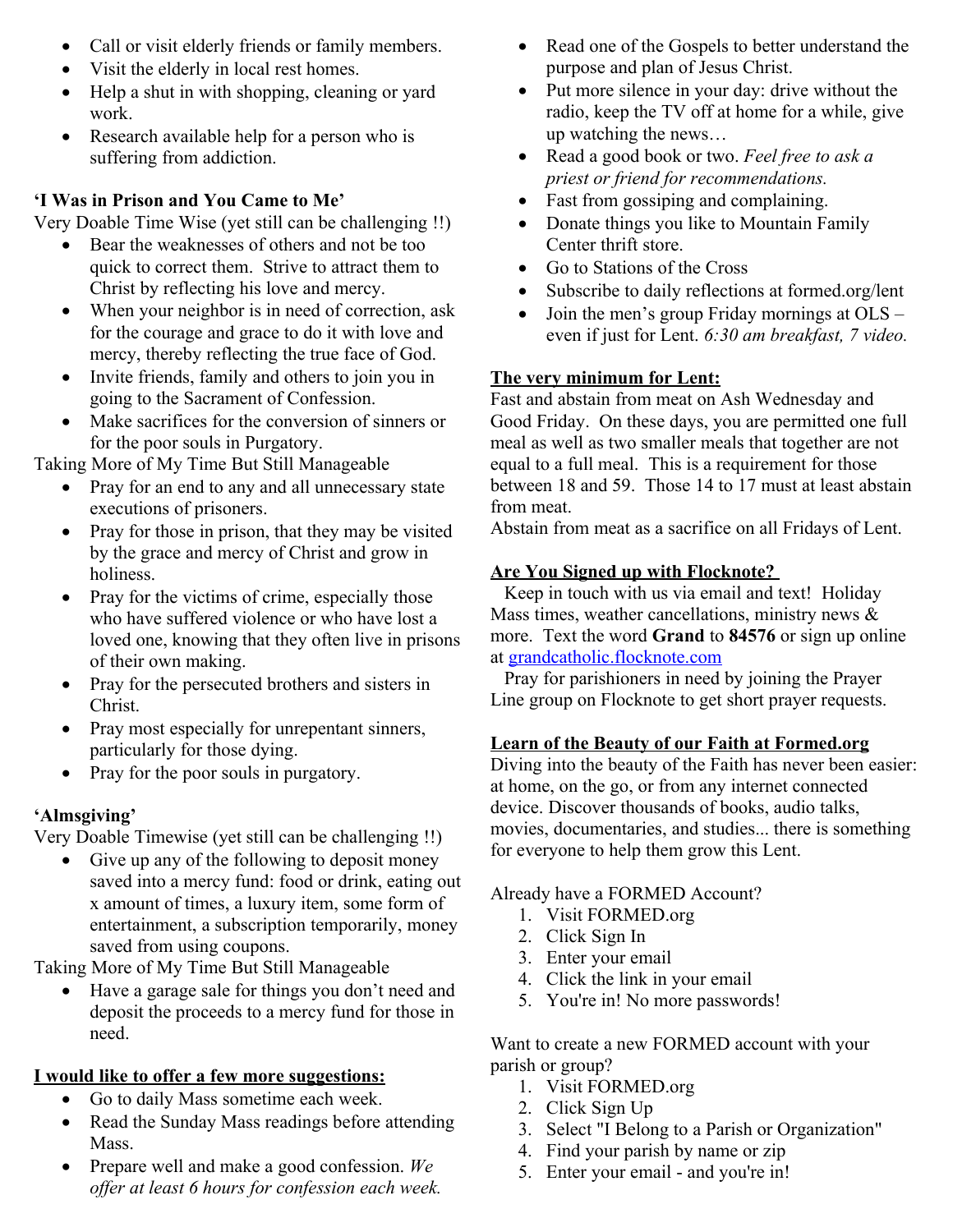- Call or visit elderly friends or family members.
- Visit the elderly in local rest homes.
- Help a shut in with shopping, cleaning or yard work.
- Research available help for a person who is suffering from addiction.

**'I Was in Prison and You Came to Me'**

Very Doable Time Wise (yet still can be challenging !!)

- Bear the weaknesses of others and not be too quick to correct them. Strive to attract them to Christ by reflecting his love and mercy.
- When your neighbor is in need of correction, ask for the courage and grace to do it with love and mercy, thereby reflecting the true face of God.
- Invite friends, family and others to join you in going to the Sacrament of Confession.
- Make sacrifices for the conversion of sinners or for the poor souls in Purgatory.

Taking More of My Time But Still Manageable

- Pray for an end to any and all unnecessary state executions of prisoners.
- Pray for those in prison, that they may be visited by the grace and mercy of Christ and grow in holiness.
- Pray for the victims of crime, especially those who have suffered violence or who have lost a loved one, knowing that they often live in prisons of their own making.
- Pray for the persecuted brothers and sisters in Christ.
- Pray most especially for unrepentant sinners, particularly for those dying.
- Pray for the poor souls in purgatory.

**'Almsgiving'**

Very Doable Timewise (yet still can be challenging !!)

- Give up any of the following to deposit money saved into a mercy fund: food or drink, eating out x amount of times, a luxury item, some form of entertainment, a subscription temporarily, money saved from using coupons.

Taking More of My Time But Still Manageable

- Have a garage sale for things you don't need and deposit the proceeds to a mercy fund for those in need.

**I would like to offer a few more suggestions:**

- Go to daily Mass sometime each week.
- Read the Sunday Mass readings before attending Mass.
- Prepare well and make a good confession. *We offer at least 6 hours for confession each week.*
- Read one of the Gospels to better understand the purpose and plan of Jesus Christ.
- Put more silence in your day: drive without the radio, keep the TV off at home for a while, give up watching the news…
- Read a good book or two. *Feel free to ask a priest or friend for recommendations.*
- Fast from gossiping and complaining.
- Donate things you like to Mountain Family Center thrift store.
- Go to Stations of the Cross
- Subscribe to daily reflections at formed.org/lent
- Join the men's group Friday mornings at OLS – even if just for Lent. *6:30 am breakfast, 7 video.*

**The very minimum for Lent:**

Fast and abstain from meat on Ash Wednesday and Good Friday. On these days, you are permitted one full meal as well as two smaller meals that together are not equal to a full meal. This is a requirement for those between 18 and 59. Those 14 to 17 must at least abstain from meat.

Abstain from meat as a sacrifice on all Fridays of Lent.

**Are You Signed up with Flocknote?**

Keep in touch with us via email and text! Holiday Mass times, weather cancellations, ministry news & more. Text the word **Grand** to **84576** or sign up online at grandcatholic.flocknote.com

Pray for parishioners in need by joining the Prayer Line group on Flocknote to get short prayer requests.

**Learn of the Beauty of our Faith at Formed.org**

Diving into the beauty of the Faith has never been easier: at home, on the go, or from any internet connected device. Discover thousands of books, audio talks, movies, documentaries, and studies... there is something for everyone to help them grow this Lent.

Already have a FORMED Account?

1. Visit FORMED.org
2. Click Sign In
3. Enter your email
4. Click the link in your email
5. You're in! No more passwords!

Want to create a new FORMED account with your parish or group?

1. Visit FORMED.org
2. Click Sign Up
3. Select "I Belong to a Parish or Organization"
4. Find your parish by name or zip
5. Enter your email - and you're in!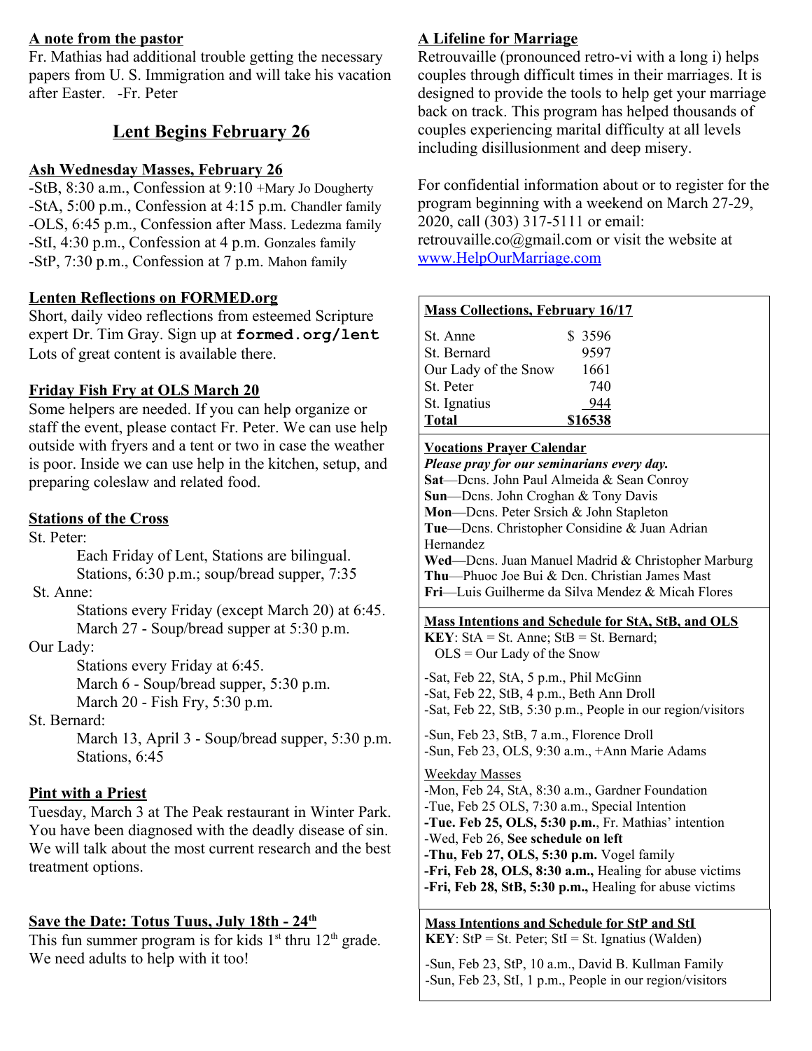**A note from the pastor**

Fr. Mathias had additional trouble getting the necessary papers from U. S. Immigration and will take his vacation after Easter.   -Fr. Peter

## Lent Begins February 26

**Ash Wednesday Masses, February 26**

-StB, 8:30 a.m., Confession at 9:10 +Mary Jo Dougherty
-StA, 5:00 p.m., Confession at 4:15 p.m. Chandler family
-OLS, 6:45 p.m., Confession after Mass. Ledezma family
-StI, 4:30 p.m., Confession at 4 p.m. Gonzales family
-StP, 7:30 p.m., Confession at 7 p.m. Mahon family

**Lenten Reflections on FORMED.org**

Short, daily video reflections from esteemed Scripture expert Dr. Tim Gray. Sign up at **formed.org/lent** Lots of great content is available there.

**Friday Fish Fry at OLS March 20**

Some helpers are needed. If you can help organize or staff the event, please contact Fr. Peter. We can use help outside with fryers and a tent or two in case the weather is poor. Inside we can use help in the kitchen, setup, and preparing coleslaw and related food.

**Stations of the Cross**

St. Peter:
Each Friday of Lent, Stations are bilingual.
Stations, 6:30 p.m.; soup/bread supper, 7:35

St. Anne:
Stations every Friday (except March 20) at 6:45.
March 27 - Soup/bread supper at 5:30 p.m.

Our Lady:
Stations every Friday at 6:45.
March 6 - Soup/bread supper, 5:30 p.m.
March 20 - Fish Fry, 5:30 p.m.

St. Bernard:
March 13, April 3 - Soup/bread supper, 5:30 p.m.
Stations, 6:45

**Pint with a Priest**

Tuesday, March 3 at The Peak restaurant in Winter Park. You have been diagnosed with the deadly disease of sin. We will talk about the most current research and the best treatment options.

**Save the Date: Totus Tuus, July 18th - 24th**

This fun summer program is for kids 1st thru 12th grade. We need adults to help with it too!

**A Lifeline for Marriage**

Retrouvaille (pronounced retro-vi with a long i) helps couples through difficult times in their marriages. It is designed to provide the tools to help get your marriage back on track. This program has helped thousands of couples experiencing marital difficulty at all levels including disillusionment and deep misery.

For confidential information about or to register for the program beginning with a weekend on March 27-29, 2020, call (303) 317-5111 or email: retrouvaille.co@gmail.com or visit the website at www.HelpOurMarriage.com

**Mass Collections, February 16/17**

| | |
|---|---|
| St. Anne | $ 3596 |
| St. Bernard | 9597 |
| Our Lady of the Snow | 1661 |
| St. Peter | 740 |
| St. Ignatius | 944 |
| **Total** | **$16538** |

**Vocations Prayer Calendar**

***Please pray for our seminarians every day.***

**Sat**—Dcns. John Paul Almeida & Sean Conroy
**Sun**—Dcns. John Croghan & Tony Davis
**Mon**—Dcns. Peter Srsich & John Stapleton
**Tue**—Dcns. Christopher Considine & Juan Adrian Hernandez
**Wed**—Dcns. Juan Manuel Madrid & Christopher Marburg
**Thu**—Phuoc Joe Bui & Dcn. Christian James Mast
**Fri**—Luis Guilherme da Silva Mendez & Micah Flores

**Mass Intentions and Schedule for StA, StB, and OLS**

**KEY**: StA = St. Anne; StB = St. Bernard; OLS = Our Lady of the Snow

-Sat, Feb 22, StA, 5 p.m., Phil McGinn
-Sat, Feb 22, StB, 4 p.m., Beth Ann Droll
-Sat, Feb 22, StB, 5:30 p.m., People in our region/visitors

-Sun, Feb 23, StB, 7 a.m., Florence Droll
-Sun, Feb 23, OLS, 9:30 a.m., +Ann Marie Adams

Weekday Masses
-Mon, Feb 24, StA, 8:30 a.m., Gardner Foundation
-Tue, Feb 25 OLS, 7:30 a.m., Special Intention
**-Tue. Feb 25, OLS, 5:30 p.m.**, Fr. Mathias' intention
-Wed, Feb 26, **See schedule on left**
**-Thu, Feb 27, OLS, 5:30 p.m.** Vogel family
**-Fri, Feb 28, OLS, 8:30 a.m.,** Healing for abuse victims
**-Fri, Feb 28, StB, 5:30 p.m.,** Healing for abuse victims

**Mass Intentions and Schedule for StP and StI**

**KEY**: StP = St. Peter; StI = St. Ignatius (Walden)

-Sun, Feb 23, StP, 10 a.m., David B. Kullman Family
-Sun, Feb 23, StI, 1 p.m., People in our region/visitors